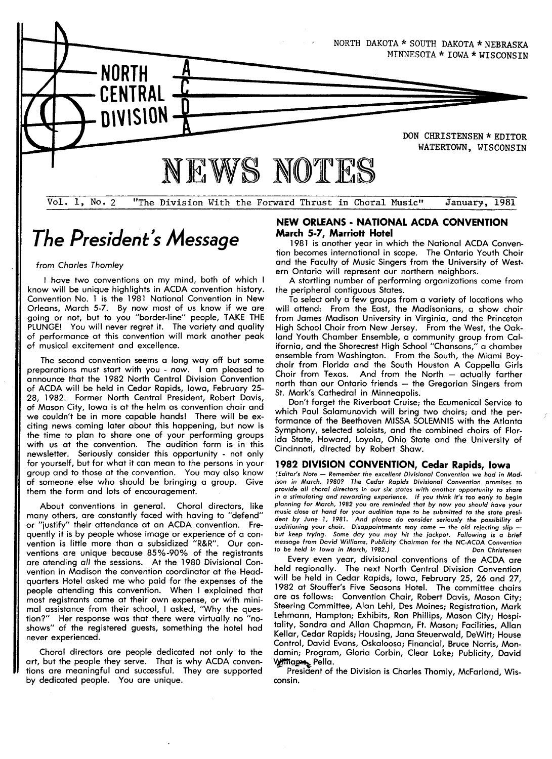NORTH DAKOTA * SOUTH DAKOTA * NEBRASKA
MINNESOTA * IOWA * WISCONSIN

# NORTH CENTRAL DIVISION ACDA

DON CHRISTENSEN * EDITOR
WATERTOWN, WISCONSIN

# NEWS NOTES

Vol. 1, No. 2 "The Division With the Forward Thrust in Choral Music" January, 1981

## *The President's Message*

*from Charles Thomley*

I have two conventions on my mind, both of which I know will be unique highlights in ACDA convention history. Convention No. 1 is the 1981 National Convention in New Orleans, March 5-7. By now most of us know if we are going or not, but to you "border-line" people, TAKE THE PLUNGE! You will never regret it. The variety and quality of performance at this convention will mark another peak of musical excitement and excellence.

The second convention seems a long way off but some preparations must start with you - *now*. I am pleased to announce that the 1982 North Central Division Convention of ACDA will be held in Cedar Rapids, Iowa, February 25-28, 1982. Former North Central President, Robert Davis, of Mason City, Iowa is at the helm as convention chair and we couldn't be in more capable hands! There will be exciting news coming later about this happening, but now is the time to plan to share one of your performing groups with us at the convention. The audition form is in this newsletter. Seriously consider this opportunity - not only for yourself, but for what it can mean to the persons in your group and to those at the convention. You may also know of someone else who should be bringing a group. Give them the form and lots of encouragement.

About conventions in general. Choral directors, like many others, are constantly faced with having to "defend" or "justify" their attendance at an ACDA convention. Frequently it is by people whose image or experience of a convention is little more than a subsidized "R&R". Our conventions are unique because 85%-90% of the registrants are atending *all* the sessions. At the 1980 Divisional Convention in Madison the convention coordinator at the Headquarters Hotel asked me who paid for the expenses of the people attending this convention. When I explained that most registrants came at their own expense, or with minimal assistance from their school, I asked, "Why the question?" Her response was that there were virtually no "no-shows" of the registered guests, something the hotel had never experienced.

Choral directors are people dedicated not only to the art, but the people they serve. That is why ACDA conventions are meaningful and successful. They are supported by dedicated people. You are unique.

### NEW ORLEANS - NATIONAL ACDA CONVENTION
**March 5-7, Marriott Hotel**

1981 is another year in which the National ACDA Convention becomes international in scope. The Ontario Youth Choir and the Faculty of Music Singers from the University of Western Ontario will represent our northern neighbors.

A startling number of performing organizations come from the peripheral contiguous States.

To select only a few groups from a variety of locations who will attend: From the East, the Madisonians, a show choir from James Madison University in Virginia, and the Princeton High School Choir from New Jersey. From the West, the Oakland Youth Chamber Ensemble, a community group from California, and the Shorecrest High School "Chansons," a chamber ensemble from Washington. From the South, the Miami Boychoir from Florida and the South Houston A Cappella Girls Choir from Texas. And from the North — actually farther north than our Ontario friends — the Gregorian Singers from St. Mark's Cathedral in Minneapolis.

Don't forget the Riverboat Cruise; the Ecumenical Service to which Paul Salamunovich will bring two choirs; and the performance of the Beethoven MISSA SOLEMNIS with the Atlanta Symphony, selected soloists, and the combined choirs of Florida State, Howard, Loyola, Ohio State and the University of Cincinnati, directed by Robert Shaw.

### 1982 DIVISION CONVENTION, Cedar Rapids, Iowa

*(Editor's Note — Remember the excellent Divisional Convention we had in Madison in March, 1980? The Cedar Rapids Divisional Convention promises to provide all choral directors in our six states with another opportunity to share in a stimulating and rewarding experience. If you think it's too early to begin planning for March, 1982 you are reminded that by now you should have your music close at hand for your audition tape to be submitted to the state president by June 1, 1981. And please do consider seriously the possibility of auditioning your choir. Disappointments may come — the old rejecting slip — but keep trying. Some day you may hit the jackpot. Following is a brief message from David Williams, Publicity Chairman for the NC-ACDA Convention to be held in Iowa in March, 1982.)* Don Christensen

Every even year, divisional conventions of the ACDA are held regionally. The next North Central Division Convention will be held in Cedar Rapids, Iowa, February 25, 26 and 27, 1982 at Stouffer's Five Seasons Hotel. The committee chairs are as follows: Convention Chair, Robert Davis, Mason City; Steering Committee, Alan Lehl, Des Moines; Registration, Mark Lehmann, Hampton; Exhibits, Ron Phillips, Mason City; Hospitality, Sandra and Allan Chapman, Ft. Mason; Facilities, Allan Kellar, Cedar Rapids; Housing, Jana Steuerwald, DeWitt; House Control, David Evans, Oskaloosa; Financial, Bruce Norris, Mondamin; Program, Gloria Corbin, Clear Lake; Publicity, David Williams, Pella.

President of the Division is Charles Thomly, McFarland, Wisconsin.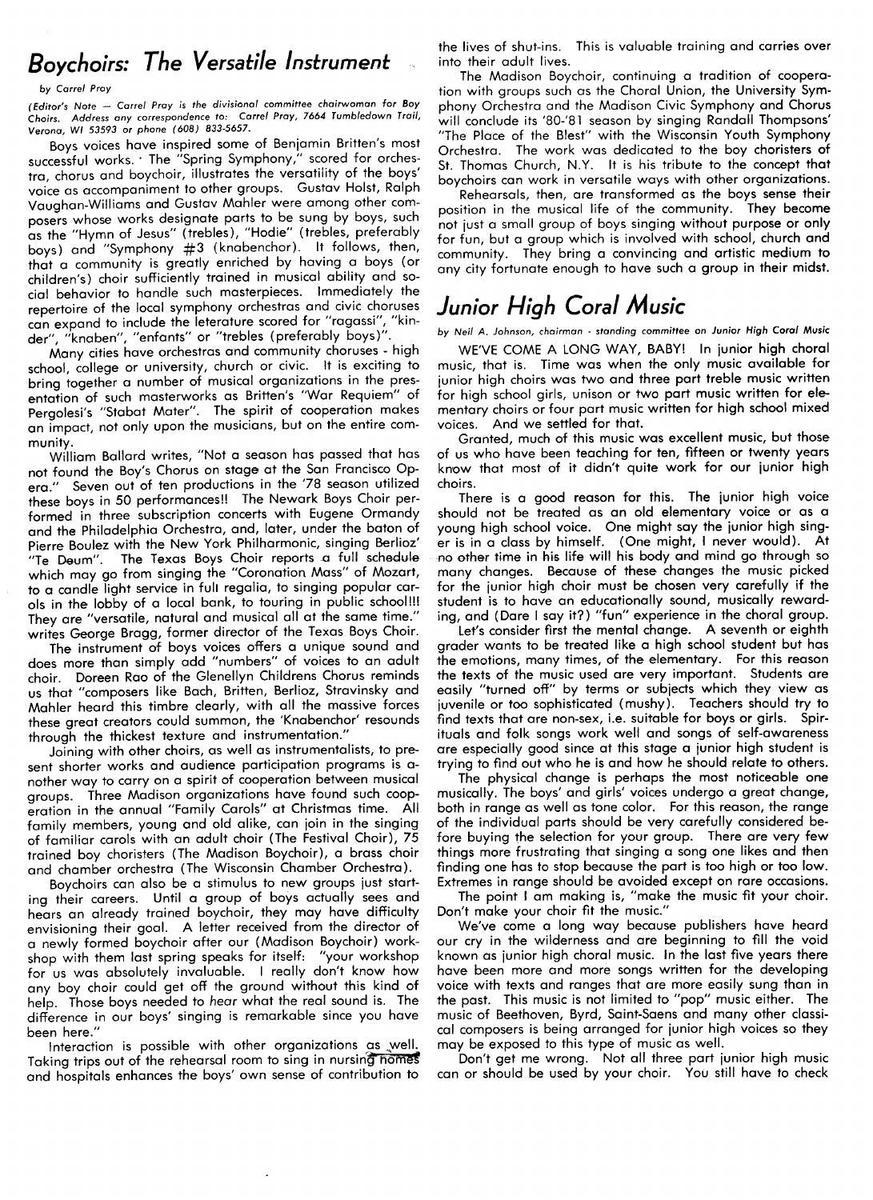# Boychoirs: The Versatile Instrument

*by Carrel Pray*

*(Editor's Note — Carrel Pray is the divisional committee chairwoman for Boy Choirs. Address any correspondence to: Carrel Pray, 7664 Tumbledown Trail, Verona, WI 53593 or phone (608) 833-5657.*

Boys voices have inspired some of Benjamin Britten's most successful works. The "Spring Symphony," scored for orchestra, chorus and boychoir, illustrates the versatility of the boys' voice as accompaniment to other groups. Gustav Holst, Ralph Vaughan-Williams and Gustav Mahler were among other composers whose works designate parts to be sung by boys, such as the "Hymn of Jesus" (trebles), "Hodie" (trebles, preferably boys) and "Symphony #3 (knabenchor). It follows, then, that a community is greatly enriched by having a boys (or children's) choir sufficiently trained in musical ability and social behavior to handle such masterpieces. Immediately the repertoire of the local symphony orchestras and civic choruses can expand to include the leterature scored for "ragassi", "kinder", "knaben", "enfants" or "trebles (preferably boys)".

Many cities have orchestras and community choruses - high school, college or university, church or civic. It is exciting to bring together a number of musical organizations in the presentation of such masterworks as Britten's "War Requiem" of Pergolesi's "Stabat Mater". The spirit of cooperation makes an impact, not only upon the musicians, but on the entire community.

William Ballard writes, "Not a season has passed that has not found the Boy's Chorus on stage at the San Francisco Opera." Seven out of ten productions in the '78 season utilized these boys in 50 performances!! The Newark Boys Choir performed in three subscription concerts with Eugene Ormandy and the Philadelphia Orchestra, and, later, under the baton of Pierre Boulez with the New York Philharmonic, singing Berlioz' "Te Deum". The Texas Boys Choir reports a full schedule which may go from singing the "Coronation Mass" of Mozart, to a candle light service in full regalia, to singing popular carols in the lobby of a local bank, to touring in public school!!! They are "versatile, natural and musical all at the same time." writes George Bragg, former director of the Texas Boys Choir.

The instrument of boys voices offers a unique sound and does more than simply add "numbers" of voices to an adult choir. Doreen Rao of the Glenellyn Childrens Chorus reminds us that "composers like Bach, Britten, Berlioz, Stravinsky and Mahler heard this timbre clearly, with all the massive forces these great creators could summon, the 'Knabenchor' resounds through the thickest texture and instrumentation."

Joining with other choirs, as well as instrumentalists, to present shorter works and audience participation programs is another way to carry on a spirit of cooperation between musical groups. Three Madison organizations have found such cooperation in the annual "Family Carols" at Christmas time. All family members, young and old alike, can join in the singing of familiar carols with an adult choir (The Festival Choir), 75 trained boy choristers (The Madison Boychoir), a brass choir and chamber orchestra (The Wisconsin Chamber Orchestra).

Boychoirs can also be a stimulus to new groups just starting their careers. Until a group of boys actually sees and hears an already trained boychoir, they may have difficulty envisioning their goal. A letter received from the director of a newly formed boychoir after our (Madison Boychoir) workshop with them last spring speaks for itself: "your workshop for us was absolutely invaluable. I really don't know how any boy choir could get off the ground without this kind of help. Those boys needed to *hear* what the real sound is. The difference in our boys' singing is remarkable since you have been here."

Interaction is possible with other organizations as well. Taking trips out of the rehearsal room to sing in nursing homes and hospitals enhances the boys' own sense of contribution to the lives of shut-ins. This is valuable training and carries over into their adult lives.

The Madison Boychoir, continuing a tradition of cooperation with groups such as the Choral Union, the University Symphony Orchestra and the Madison Civic Symphony and Chorus will conclude its '80-'81 season by singing Randall Thompsons' "The Place of the Blest" with the Wisconsin Youth Symphony Orchestra. The work was dedicated to the boy choristers of St. Thomas Church, N.Y. It is his tribute to the concept that boychoirs can work in versatile ways with other organizations.

Rehearsals, then, are transformed as the boys sense their position in the musical life of the community. They become not just a small group of boys singing without purpose or only for fun, but a group which is involved with school, church and community. They bring a convincing and artistic medium to any city fortunate enough to have such a group in their midst.

# Junior High Coral Music

*by Neil A. Johnson, chairman - standing committee on Junior High Coral Music*

WE'VE COME A LONG WAY, BABY! In junior high choral music, that is. Time was when the only music available for junior high choirs was two and three part treble music written for high school girls, unison or two part music written for elementary choirs or four part music written for high school mixed voices. And we settled for that.

Granted, much of this music was excellent music, but those of us who have been teaching for ten, fifteen or twenty years know that most of it didn't quite work for our junior high choirs.

There is a good reason for this. The junior high voice should not be treated as an old elementary voice or as a young high school voice. One might say the junior high singer is in a class by himself. (One might, I never would). At no other time in his life will his body and mind go through so many changes. Because of these changes the music picked for the junior high choir must be chosen very carefully if the student is to have an educationally sound, musically rewarding, and (Dare I say it?) "fun" experience in the choral group.

Let's consider first the mental change. A seventh or eighth grader wants to be treated like a high school student but has the emotions, many times, of the elementary. For this reason the texts of the music used are very important. Students are easily "turned off" by terms or subjects which they view as juvenile or too sophisticated (mushy). Teachers should try to find texts that are non-sex, i.e. suitable for boys or girls. Spirituals and folk songs work well and songs of self-awareness are especially good since at this stage a junior high student is trying to find out who he is and how he should relate to others.

The physical change is perhaps the most noticeable one musically. The boys' and girls' voices undergo a great change, both in range as well as tone color. For this reason, the range of the individual parts should be very carefully considered before buying the selection for your group. There are very few things more frustrating that singing a song one likes and then finding one has to stop because the part is too high or too low. Extremes in range should be avoided except on rare occasions.

The point I am making is, "make the music fit your choir. Don't make your choir fit the music."

We've come a long way because publishers have heard our cry in the wilderness and are beginning to fill the void known as junior high choral music. In the last five years there have been more and more songs written for the developing voice with texts and ranges that are more easily sung than in the past. This music is not limited to "pop" music either. The music of Beethoven, Byrd, Saint-Saens and many other classical composers is being arranged for junior high voices so they may be exposed to this type of music as well.

Don't get me wrong. Not all three part junior high music can or should be used by your choir. You still have to check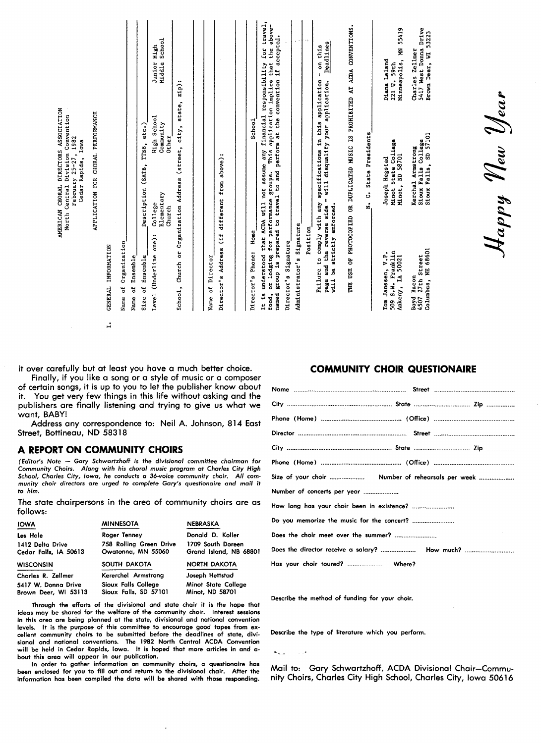AMERICAN CHORAL DIRECTORS ASSOCIATION
North Central Division Convention
February 25-27, 1982
Cedar Rapids, Iowa

APPLICATION FOR CHORAL PERFORMANCE

I. GENERAL INFORMATION

Name of Organization ______________________

Name of Ensemble ______________________

Size of Ensemble ________ Description (SATB, TTBB, etc.) ________

Level (Underline one): College, Elementary, Church, High School, Community, Other, Junior High, Middle School

School, Church or Organization Address (street, city, state, zip):

______________________

Name of Director ______________________

Director's Address (if different from above):

______________________

Director's Phone: Home ________ School ________

It is understood that ACDA will not assume any financial responsibility for travel, food, or lodging for performance groups. This application implies that the above-named group is prepared to travel to and perform at the convention if accepted.

Director's Signature ______________________

Administrator's Signature ______________________

Position ______________________

Failure to comply with any specifications in this application - on this page and the reverse side - will disqualify your application. Deadlines will be strictly enforced.

THE USE OF PHOTOCOPIED OR DUPLICATED MUSIC IS PROHIBITED AT ACDA CONVENTIONS.

N. C. State Presidents

| | | |
|---|---|---|
| Tom Janssen, V.P.<br>509 S.W. Franklin<br>Ankeny, IA 50021 | Joseph Hegstad<br>Minot State College<br>Minot, ND 58701 | Diana Leland<br>221 W. 59th<br>Minneapolis, MN 55419 |
| Boyd Bacon<br>4507 27th Street<br>Columbus, NE 68601 | Kerchal Armstrong<br>Sioux Falls College<br>Sioux Falls, SD 57101 | Charles Zellmer<br>5417 West Donna Drive<br>Brown Deer, WI 53223 |

*Happy New Year*

it over carefully but at least you have a much better choice.

Finally, if you like a song or a style of music or a composer of certain songs, it is up to you to let the publisher know about it. You get very few things in this life without asking and the publishers are finally listening and trying to give us what we want, BABY!

Address any correspondence to: Neil A. Johnson, 814 East Street, Bottineau, ND 58318

## A REPORT ON COMMUNITY CHOIRS

*(Editor's Note — Gary Schwartzhoff is the divisional committee chairman for Community Choirs. Along with his choral music program at Charles City High School, Charles City, Iowa, he conducts a 36-voice community choir. All community choir directors are urged to complete Gary's questionaire and mail it to him.*

The state chairpersons in the area of community choirs are as follows:

| IOWA | MINNESOTA | NEBRASKA |
|---|---|---|
| Les Hale<br>1412 Delta Drive<br>Cedar Falls, IA 50613 | Roger Tenney<br>758 Rolling Green Drive<br>Owatonna, MN 55060 | Donald D. Koller<br>1709 South Doreen<br>Grand Island, NB 68801 |
| **WISCONSIN** | **SOUTH DAKOTA** | **NORTH DAKOTA** |
| Charles R. Zellmer<br>5417 W. Donna Drive<br>Brown Deer, WI 53113 | Kererchel Armstrong<br>Sioux Falls College<br>Sioux Falls, SD 57101 | Joseph Hettstad<br>Minot State College<br>Minot, ND 58701 |

Through the efforts of the divisional and state chair it is the hope that ideas may be shared for the welfare of the community choir. Interest sessions in this area are being planned at the state, divisional and national convention levels. It is the purpose of this committee to encourage good tapes from excellent community choirs to be submitted before the deadlines of state, divisional and national conventions. The 1982 North Central ACDA Convention will be held in Cedar Rapids, Iowa. It is hoped that more articles in and about this area will appear in our publication.

In order to gather information on community choirs, a questionaire has been enclosed for you to fill out and return to the divisional chair. After the information has been compiled the data will be shared with those responding.

## COMMUNITY CHOIR QUESTIONAIRE

Name .................... Street ....................

City .................... State .................... Zip ..........

Phone (Home) .................... (Office) ....................

Director .................... Street ....................

City .................... State .................... Zip ..........

Phone (Home) .................... (Office) ....................

Size of your choir .......... Number of rehearsals per week ..........

Number of concerts per year ..........

How long has your choir been in existence? ..........

Do you memorize the music for the concert? ..........

Does the choir meet over the summer? ..........

Does the director receive a salary? .......... How much? ..........

Has your choir toured? .......... Where?

Describe the method of funding for your choir.

Describe the type of literature which you perform.

Mail to: Gary Schwartzhoff, ACDA Divisional Chair—Community Choirs, Charles City High School, Charles City, Iowa 50616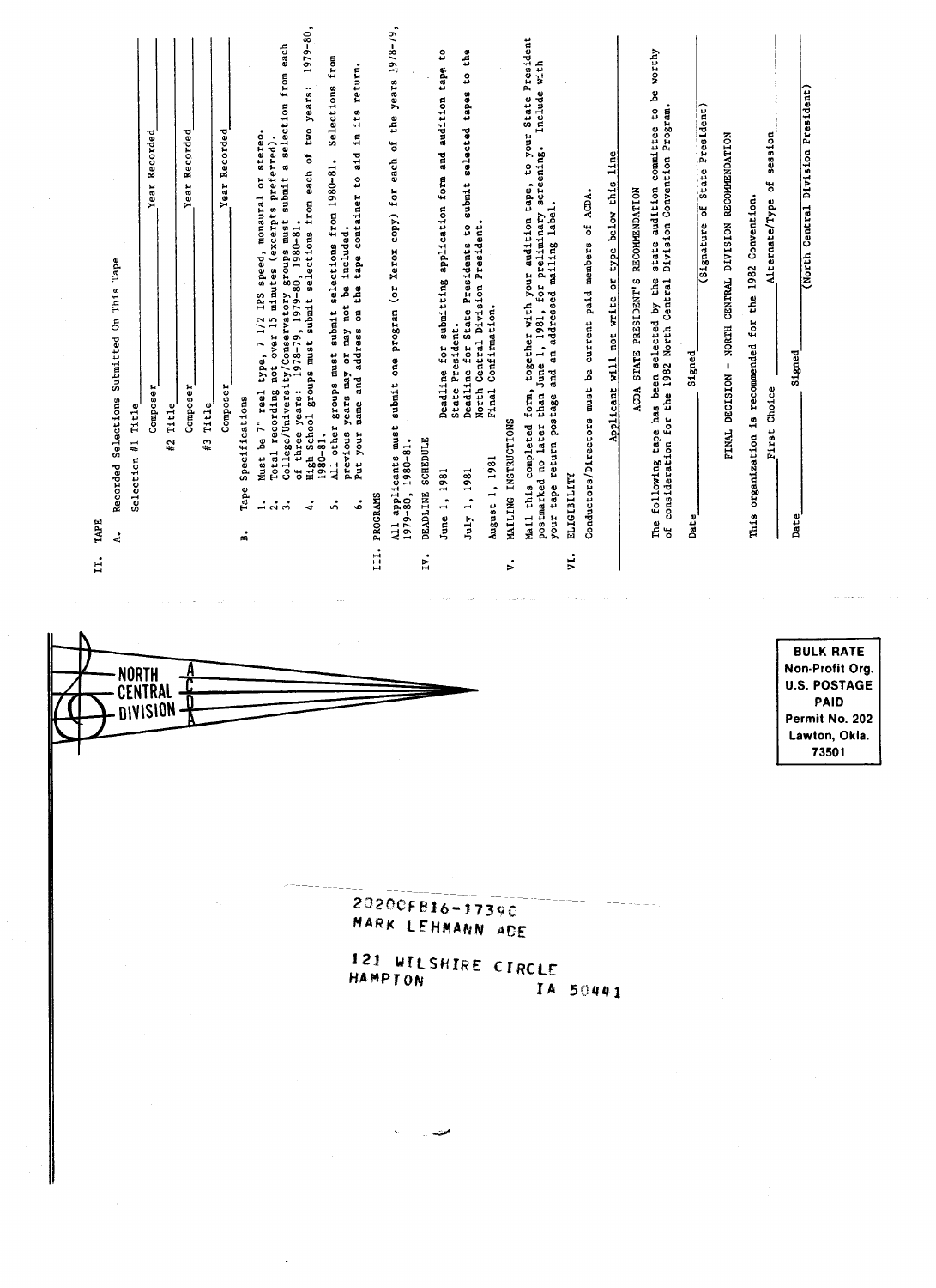II. TAPE

A. Recorded Selections Submitted On This Tape

Selection #1 Title ____________________

Composer ____________________ Year Recorded ____________________

#2 Title ____________________

Composer ____________________ Year Recorded ____________________

#3 Title ____________________

Composer ____________________ Year Recorded ____________________

B. Tape Specifications

1. Must be 7" reel type, 7 1/2 IPS speed, monaural or stereo.
2. Total recording not over 15 minutes (excerpts preferred).
3. College/University/Conservatory groups must submit a selection from each of three years: 1978-79, 1979-80, 1980-81.
4. High School groups must submit selections from each of two years: 1979-80, 1980-81.
5. All other groups must submit selections from 1980-81. Selections from previous years may or may not be included.
6. Put your name and address on the tape container to aid in its return.

III. PROGRAMS

All applicants must submit one program (or Xerox copy) for each of the years 1978-79, 1979-80, 1980-81.

IV. DEADLINE SCHEDULE

June 1, 1981 — Deadline for submitting application form and audition tape to State President.

July 1, 1981 — Deadline for State Presidents to submit selected tapes to the North Central Division President.

August 1, 1981 — Final Confirmation.

V. MAILING INSTRUCTIONS

Mail this completed form, together with your audition tape, to your State President postmarked no later than June 1, 1981, for preliminary screening. Include with your tape return postage and an addressed mailing label.

VI. ELIGIBILITY

Conductors/Directors must be current paid members of ACDA.

Applicant will not write or type below this line

ACDA STATE PRESIDENT'S RECOMMENDATION

The following tape has been selected by the state audition committee to be worthy of consideration for the 1982 North Central Division Convention Program.

Date ____________________ Signed ____________________

(Signature of State President)

FINAL DECISION - NORTH CENTRAL DIVISION RECOMMENDATION

This organization is recommended for the 1982 Convention.

____________ First Choice ____________ Alternate/Type of session

Date ____________________ Signed ____________________

(North Central Division President)

NORTH CENTRAL DIVISION ACDA

BULK RATE
Non-Profit Org.
U.S. POSTAGE
PAID
Permit No. 202
Lawton, Okla.
73501

20200FB16-17390
MARK LEHMANN ADE

121 WILSHIRE CIRCLE
HAMPTON IA 50441